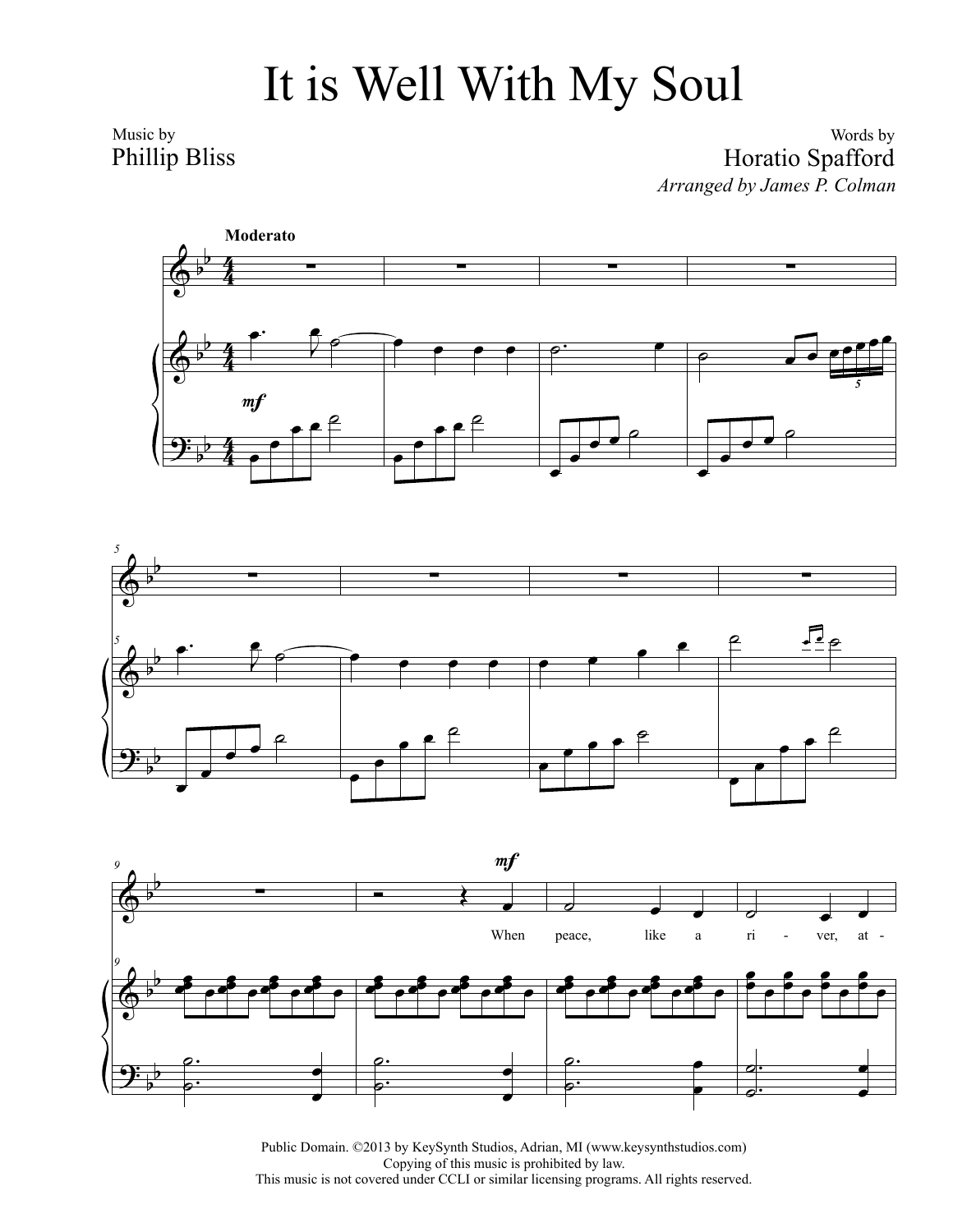# It is Well With My Soul

Music by
Phillip Bliss

Words by
Horatio Spafford

*Arranged by James P. Colman*

**Moderato**

When peace, like a ri - ver, at -

Public Domain. ©2013 by KeySynth Studios, Adrian, MI (www.keysynthstudios.com)
Copying of this music is prohibited by law.
This music is not covered under CCLI or similar licensing programs. All rights reserved.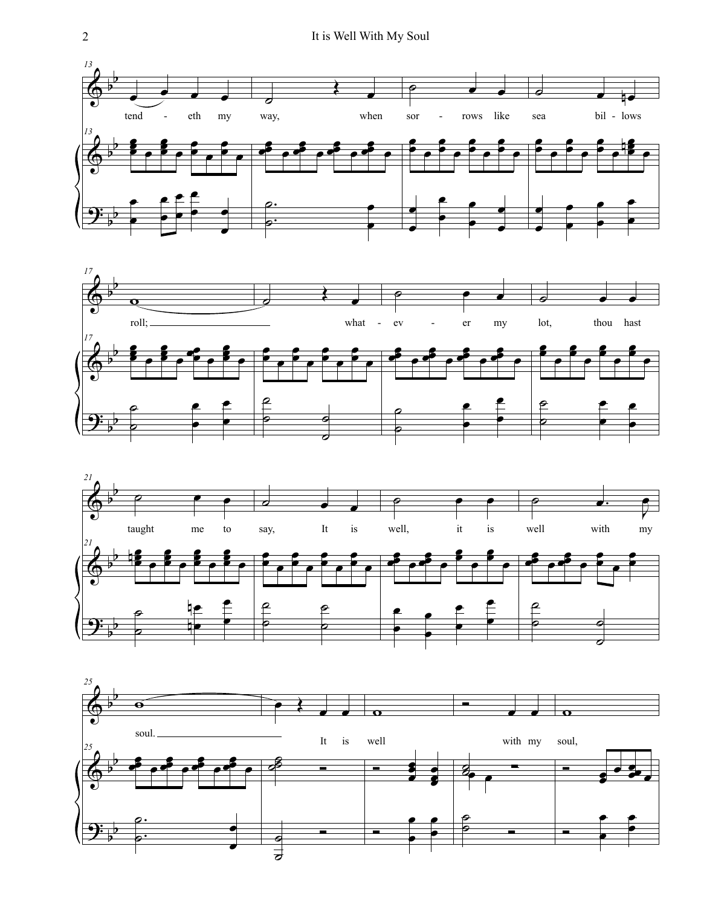tend - eth my way, when sor - rows like sea bil - lows

roll; what - ev - er my lot, thou hast

taught me to say, It is well, it is well with my

soul. It is well with my soul,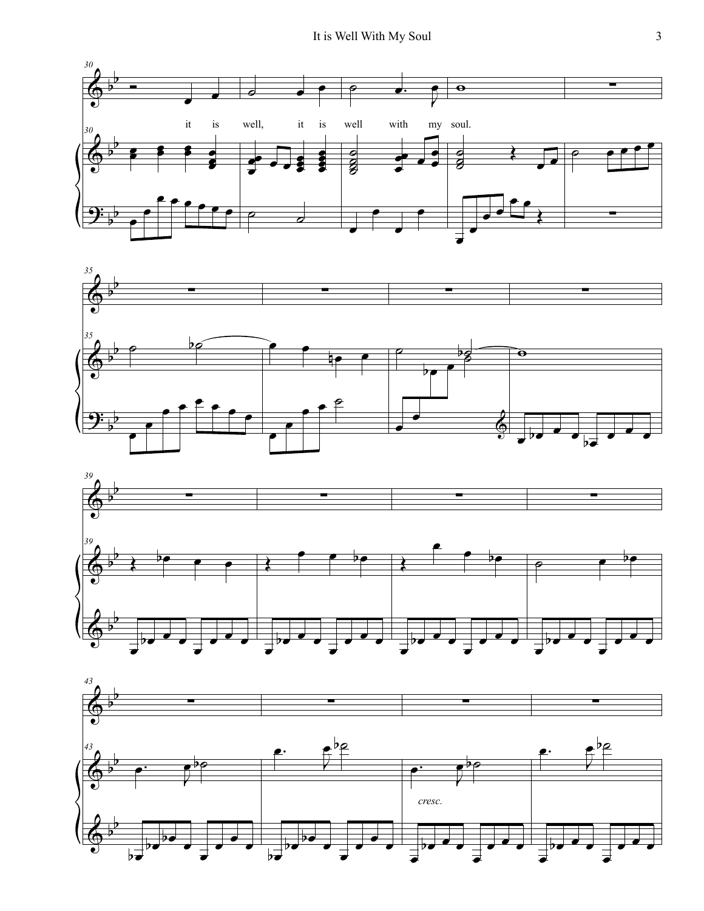it is well, it is well with my soul.

*cresc.*